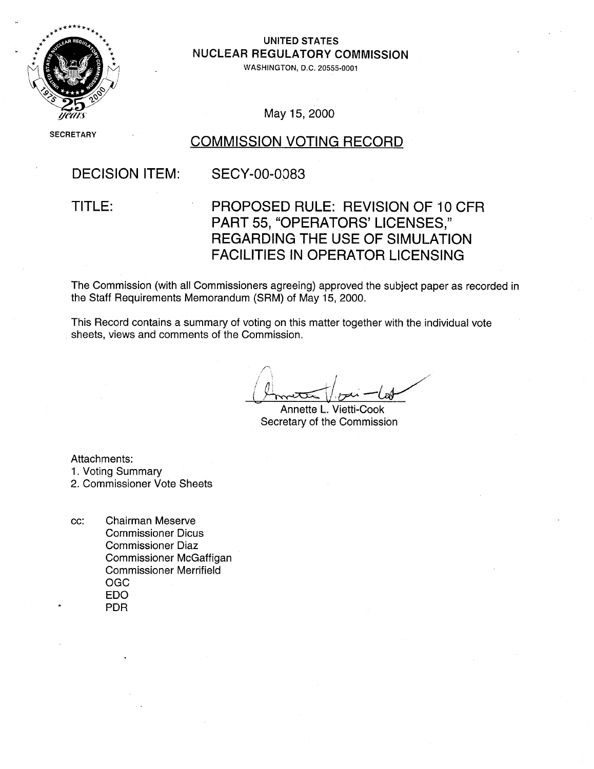UNITED STATES
NUCLEAR REGULATORY COMMISSION
WASHINGTON, D.C. 20555-0001

SECRETARY

May 15, 2000

# COMMISSION VOTING RECORD

**DECISION ITEM:** SECY-00-0083

**TITLE:** PROPOSED RULE: REVISION OF 10 CFR PART 55, "OPERATORS' LICENSES," REGARDING THE USE OF SIMULATION FACILITIES IN OPERATOR LICENSING

The Commission (with all Commissioners agreeing) approved the subject paper as recorded in the Staff Requirements Memorandum (SRM) of May 15, 2000.

This Record contains a summary of voting on this matter together with the individual vote sheets, views and comments of the Commission.

Annette L. Vietti-Cook
Secretary of the Commission

Attachments:
1. Voting Summary
2. Commissioner Vote Sheets

cc: Chairman Meserve
Commissioner Dicus
Commissioner Diaz
Commissioner McGaffigan
Commissioner Merrifield
OGC
EDO
PDR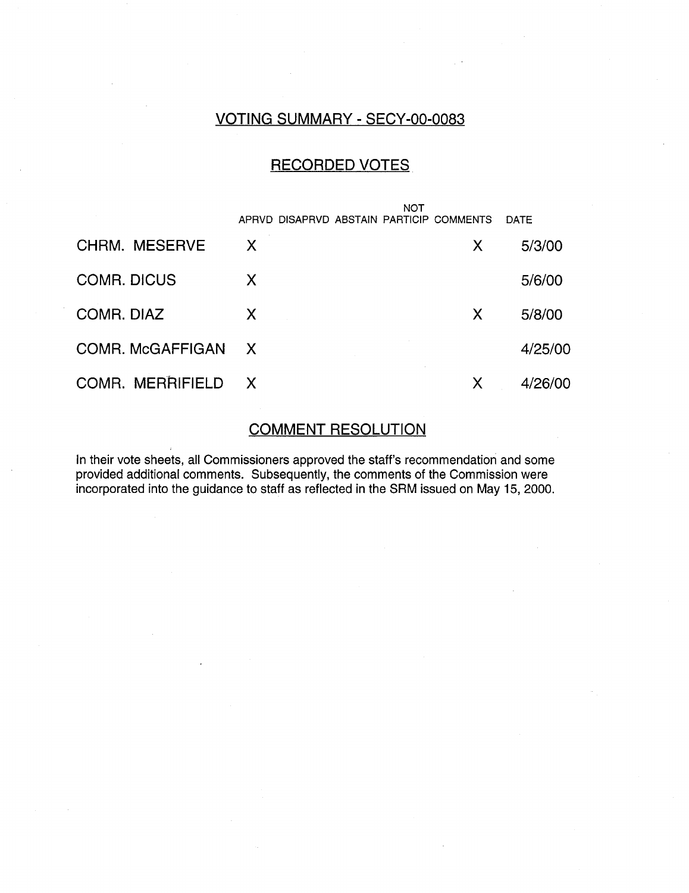## VOTING SUMMARY - SECY-00-0083

### RECORDED VOTES

| | APRVD | DISAPRVD | ABSTAIN | NOT PARTICIP | COMMENTS | DATE |
|---|---|---|---|---|---|---|
| CHRM. MESERVE | X | | | | X | 5/3/00 |
| COMR. DICUS | X | | | | | 5/6/00 |
| COMR. DIAZ | X | | | | X | 5/8/00 |
| COMR. McGAFFIGAN | X | | | | | 4/25/00 |
| COMR. MERRIFIELD | X | | | | X | 4/26/00 |

### COMMENT RESOLUTION

In their vote sheets, all Commissioners approved the staff's recommendation and some provided additional comments. Subsequently, the comments of the Commission were incorporated into the guidance to staff as reflected in the SRM issued on May 15, 2000.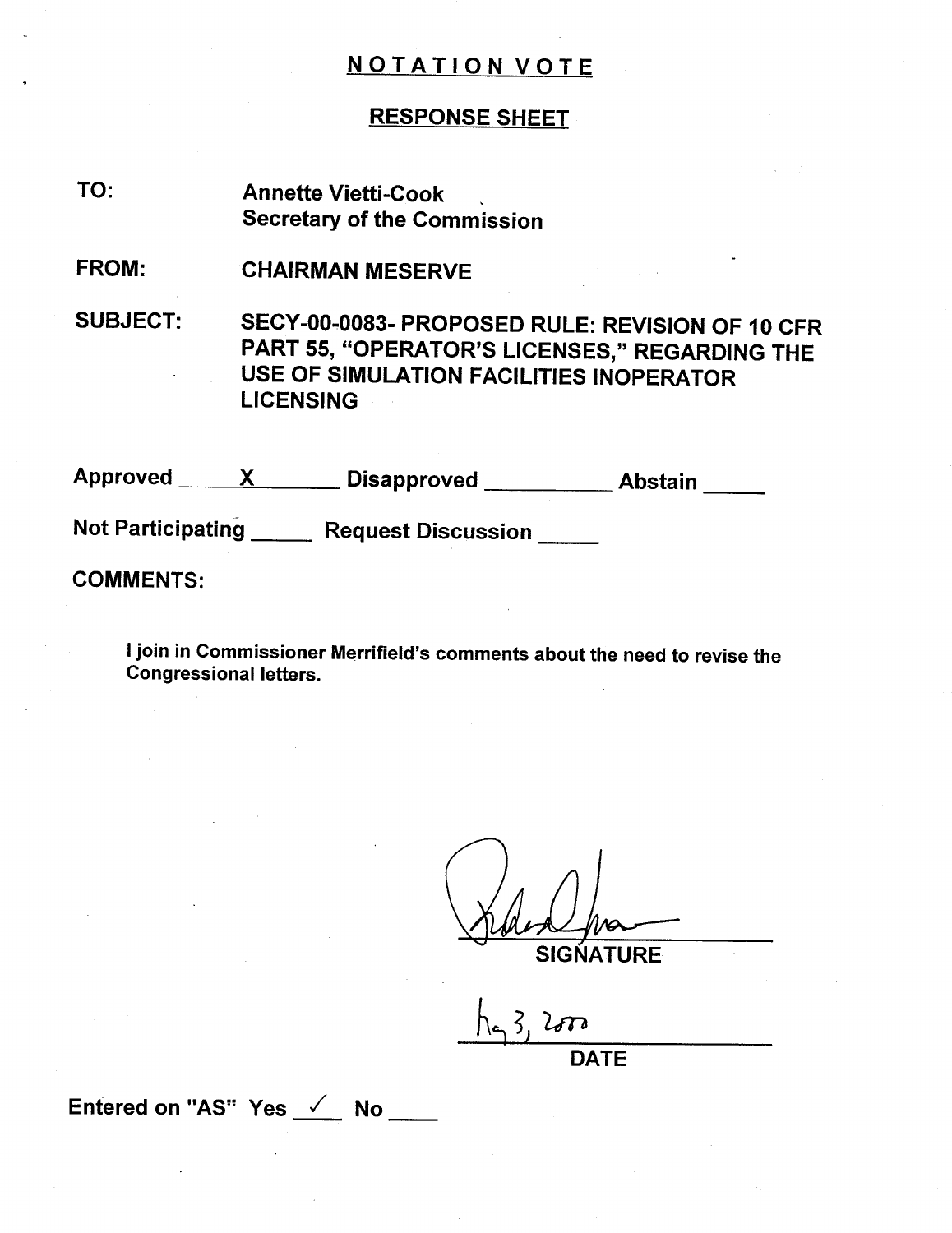# NOTATION VOTE

## RESPONSE SHEET

**TO:** Annette Vietti-Cook
Secretary of the Commission

**FROM:** CHAIRMAN MESERVE

**SUBJECT:** SECY-00-0083- PROPOSED RULE: REVISION OF 10 CFR PART 55, "OPERATOR'S LICENSES," REGARDING THE USE OF SIMULATION FACILITIES INOPERATOR LICENSING

Approved ___X___ Disapproved ________ Abstain _____

Not Participating _____ Request Discussion _____

**COMMENTS:**

I join in Commissioner Merrifield's comments about the need to revise the Congressional letters.

[signature]

SIGNATURE

May 3, 2000

DATE

Entered on "AS" Yes ✓ No ____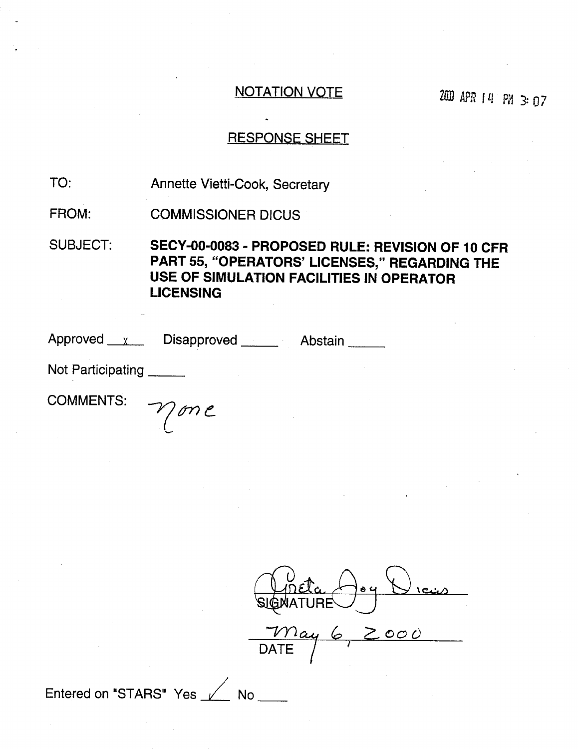## NOTATION VOTE

2000 APR 14 PM 3:07

## RESPONSE SHEET

TO: Annette Vietti-Cook, Secretary

FROM: COMMISSIONER DICUS

SUBJECT: **SECY-00-0083 - PROPOSED RULE: REVISION OF 10 CFR PART 55, "OPERATORS' LICENSES," REGARDING THE USE OF SIMULATION FACILITIES IN OPERATOR LICENSING**

Approved __x__ Disapproved _____ Abstain _____

Not Participating _____

COMMENTS: None

Greta Joy Dicus
SIGNATURE

May 6, 2000
DATE

Entered on "STARS" Yes ✓ No ____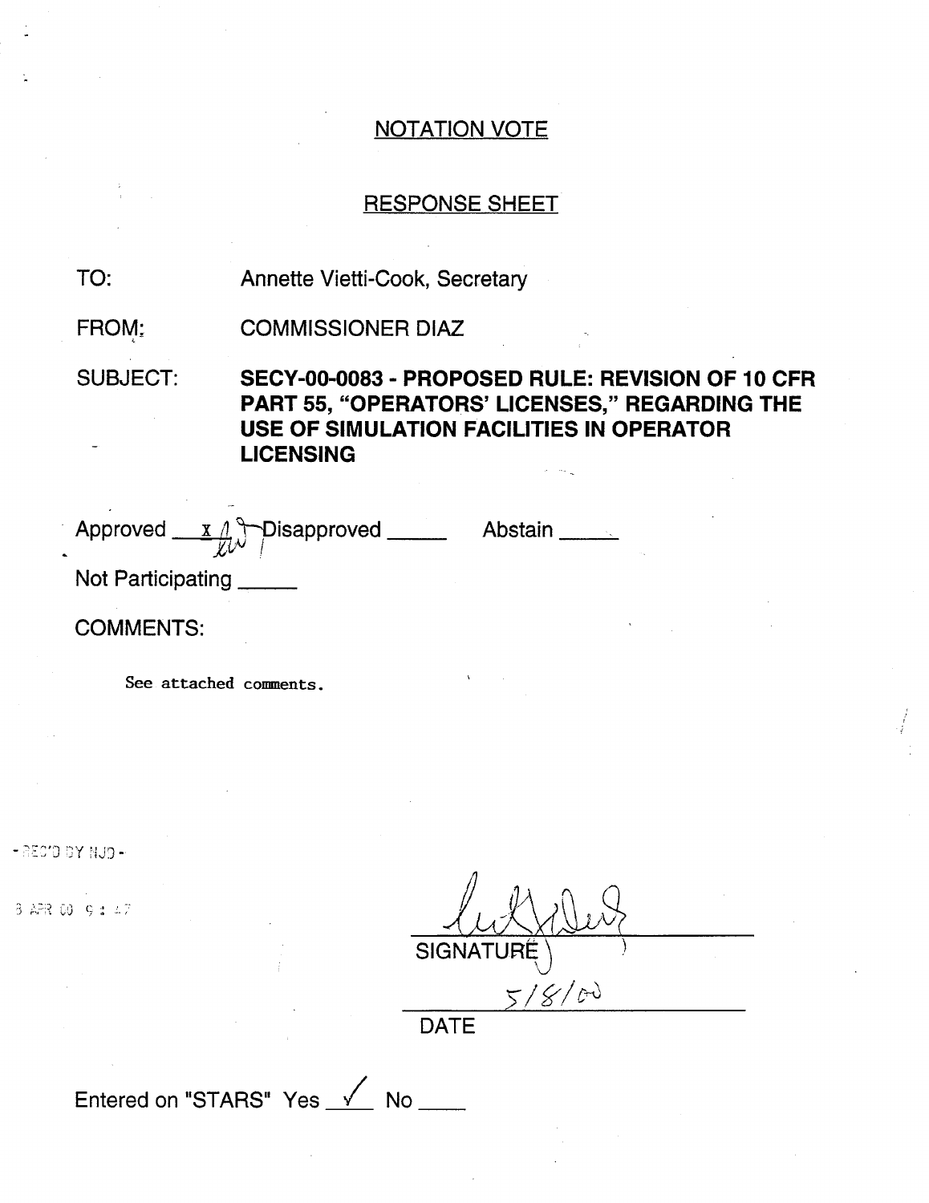# NOTATION VOTE

## RESPONSE SHEET

TO: Annette Vietti-Cook, Secretary

FROM: COMMISSIONER DIAZ

SUBJECT: **SECY-00-0083 - PROPOSED RULE: REVISION OF 10 CFR PART 55, "OPERATORS' LICENSES," REGARDING THE USE OF SIMULATION FACILITIES IN OPERATOR LICENSING**

Approved x Disapproved _____ Abstain _____

Not Participating _____

COMMENTS:

See attached comments.

- REC'D BY NJD -

8 APR 00 9:47

SIGNATURE

5/8/00

DATE

Entered on "STARS" Yes ✓ No ____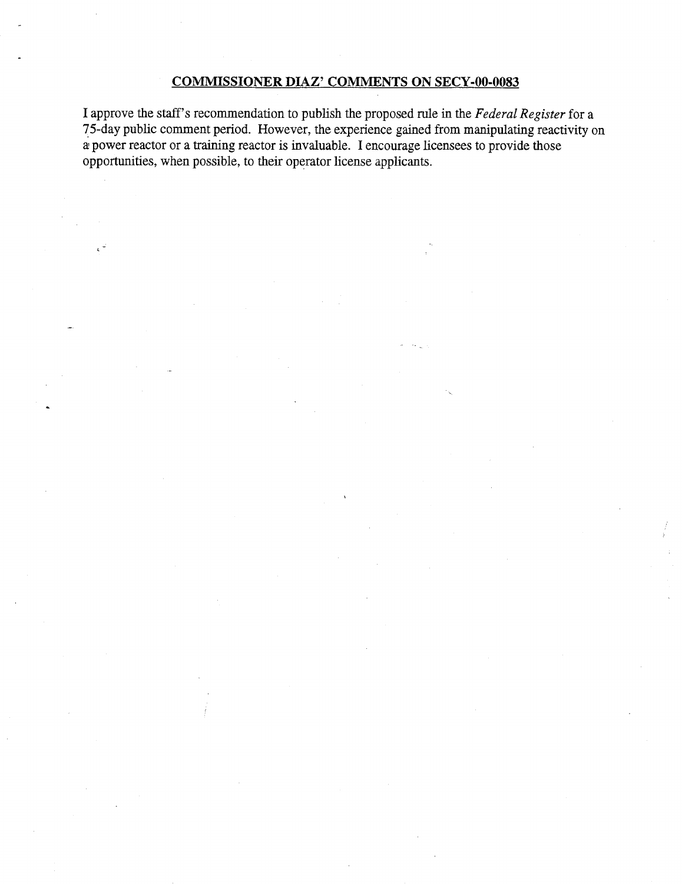## COMMISSIONER DIAZ' COMMENTS ON SECY-00-0083

I approve the staff's recommendation to publish the proposed rule in the *Federal Register* for a 75-day public comment period. However, the experience gained from manipulating reactivity on a power reactor or a training reactor is invaluable. I encourage licensees to provide those opportunities, when possible, to their operator license applicants.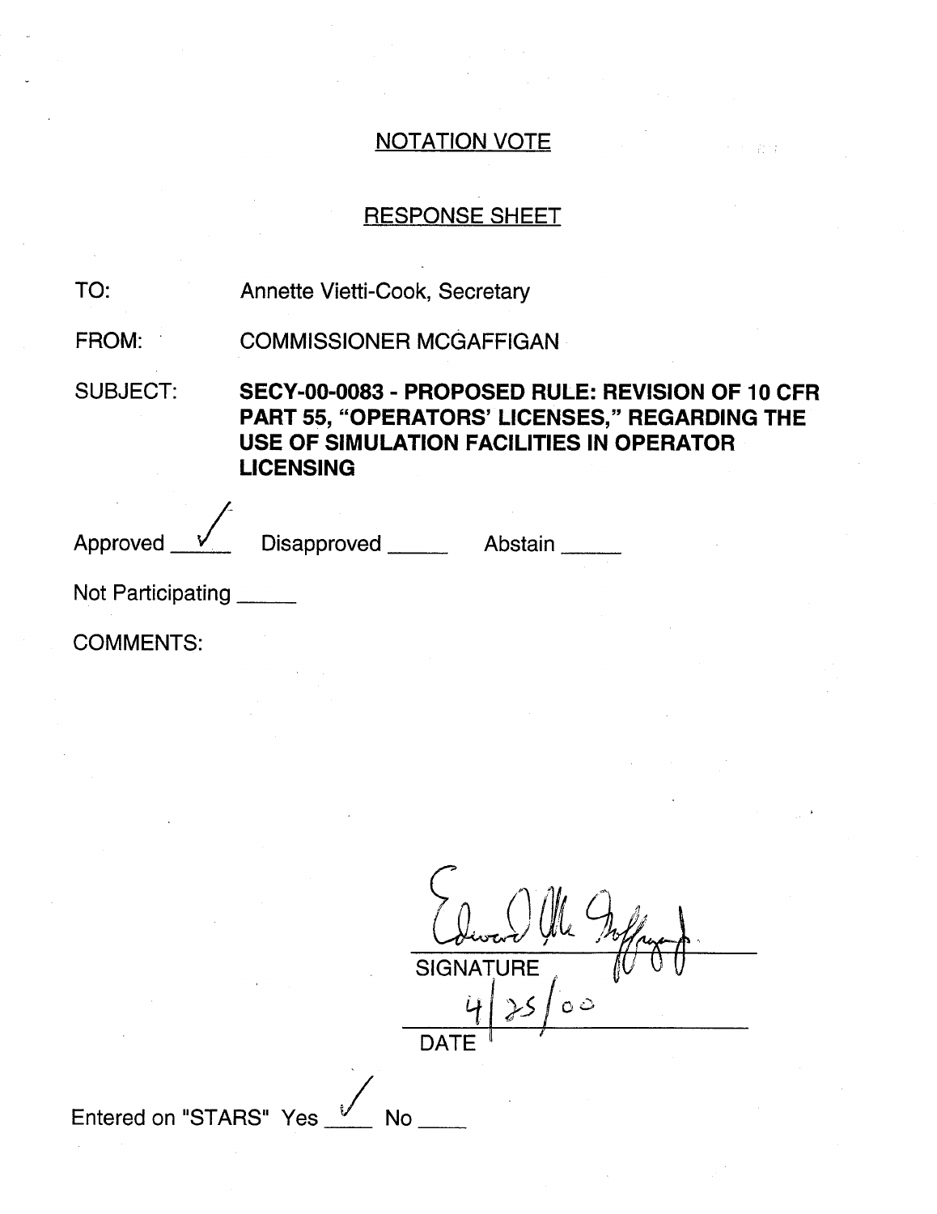## NOTATION VOTE

## RESPONSE SHEET

TO: Annette Vietti-Cook, Secretary

FROM: COMMISSIONER MCGAFFIGAN

SUBJECT: **SECY-00-0083 - PROPOSED RULE: REVISION OF 10 CFR PART 55, "OPERATORS' LICENSES," REGARDING THE USE OF SIMULATION FACILITIES IN OPERATOR LICENSING**

Approved ✓ Disapproved _____ Abstain _____

Not Participating _____

COMMENTS:

Edward McGaffigan
SIGNATURE

4/25/00
DATE

Entered on "STARS" Yes ✓ No _____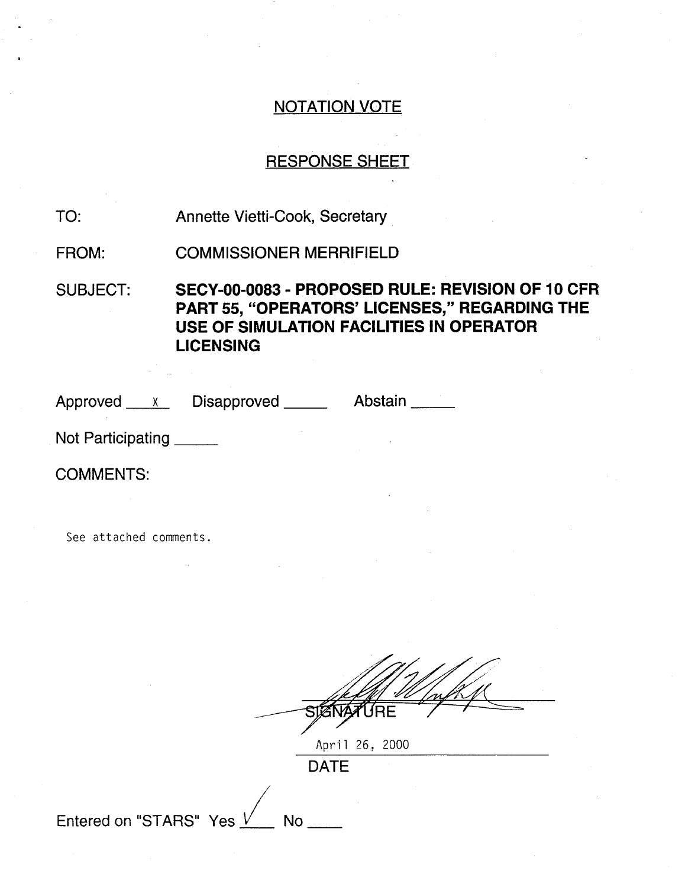## NOTATION VOTE

## RESPONSE SHEET

TO: Annette Vietti-Cook, Secretary

FROM: COMMISSIONER MERRIFIELD

SUBJECT: **SECY-00-0083 - PROPOSED RULE: REVISION OF 10 CFR PART 55, "OPERATORS' LICENSES," REGARDING THE USE OF SIMULATION FACILITIES IN OPERATOR LICENSING**

Approved __x__ Disapproved _____ Abstain _____

Not Participating _____

COMMENTS:

See attached comments.

SIGNATURE

April 26, 2000

DATE

Entered on "STARS" Yes ✓ No ____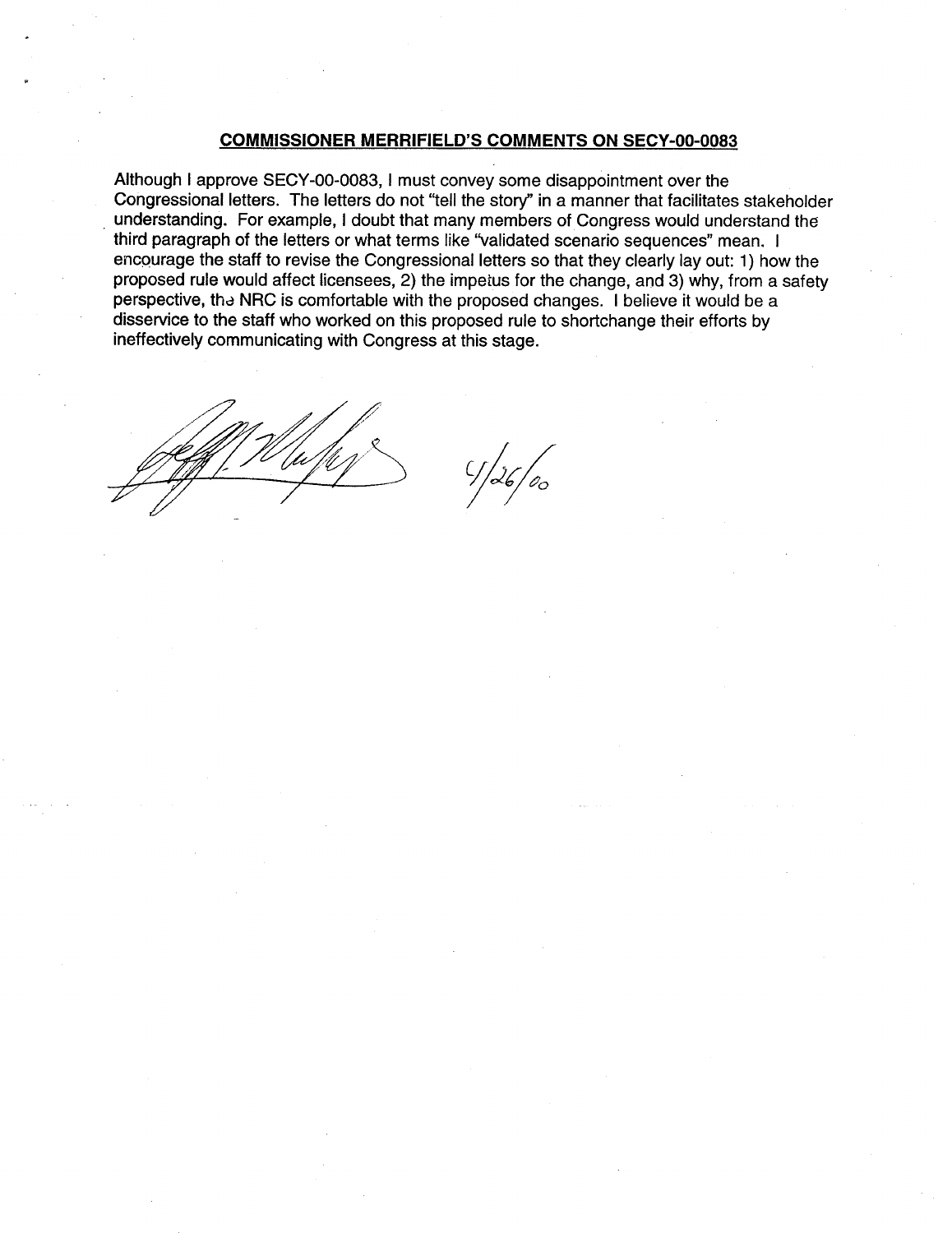## COMMISSIONER MERRIFIELD'S COMMENTS ON SECY-00-0083

Although I approve SECY-00-0083, I must convey some disappointment over the Congressional letters. The letters do not "tell the story" in a manner that facilitates stakeholder understanding. For example, I doubt that many members of Congress would understand the third paragraph of the letters or what terms like "validated scenario sequences" mean. I encourage the staff to revise the Congressional letters so that they clearly lay out: 1) how the proposed rule would affect licensees, 2) the impetus for the change, and 3) why, from a safety perspective, the NRC is comfortable with the proposed changes. I believe it would be a disservice to the staff who worked on this proposed rule to shortchange their efforts by ineffectively communicating with Congress at this stage.

4/26/00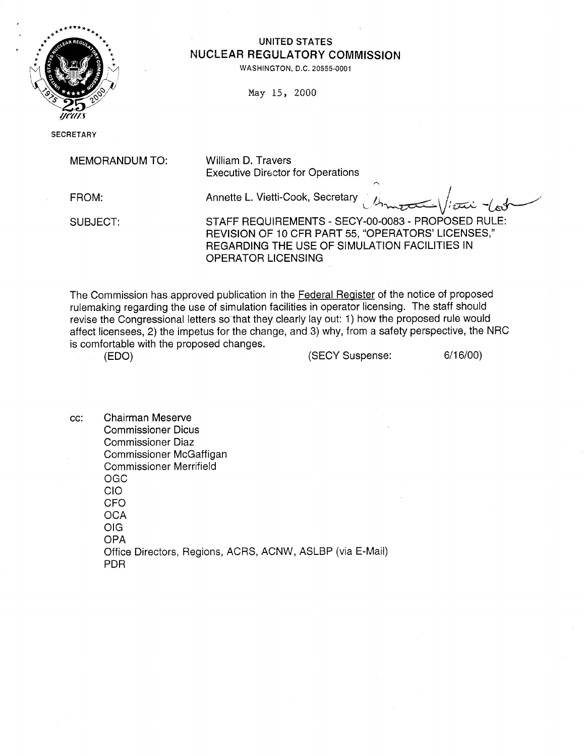**UNITED STATES**
**NUCLEAR REGULATORY COMMISSION**
WASHINGTON, D.C. 20555-0001

May 15, 2000

SECRETARY

MEMORANDUM TO: William D. Travers
Executive Director for Operations

FROM: Annette L. Vietti-Cook, Secretary

SUBJECT: STAFF REQUIREMENTS - SECY-00-0083 - PROPOSED RULE: REVISION OF 10 CFR PART 55, "OPERATORS' LICENSES," REGARDING THE USE OF SIMULATION FACILITIES IN OPERATOR LICENSING

The Commission has approved publication in the Federal Register of the notice of proposed rulemaking regarding the use of simulation facilities in operator licensing. The staff should revise the Congressional letters so that they clearly lay out: 1) how the proposed rule would affect licensees, 2) the impetus for the change, and 3) why, from a safety perspective, the NRC is comfortable with the proposed changes.

(EDO) (SECY Suspense: 6/16/00)

cc: Chairman Meserve
Commissioner Dicus
Commissioner Diaz
Commissioner McGaffigan
Commissioner Merrifield
OGC
CIO
CFO
OCA
OIG
OPA
Office Directors, Regions, ACRS, ACNW, ASLBP (via E-Mail)
PDR